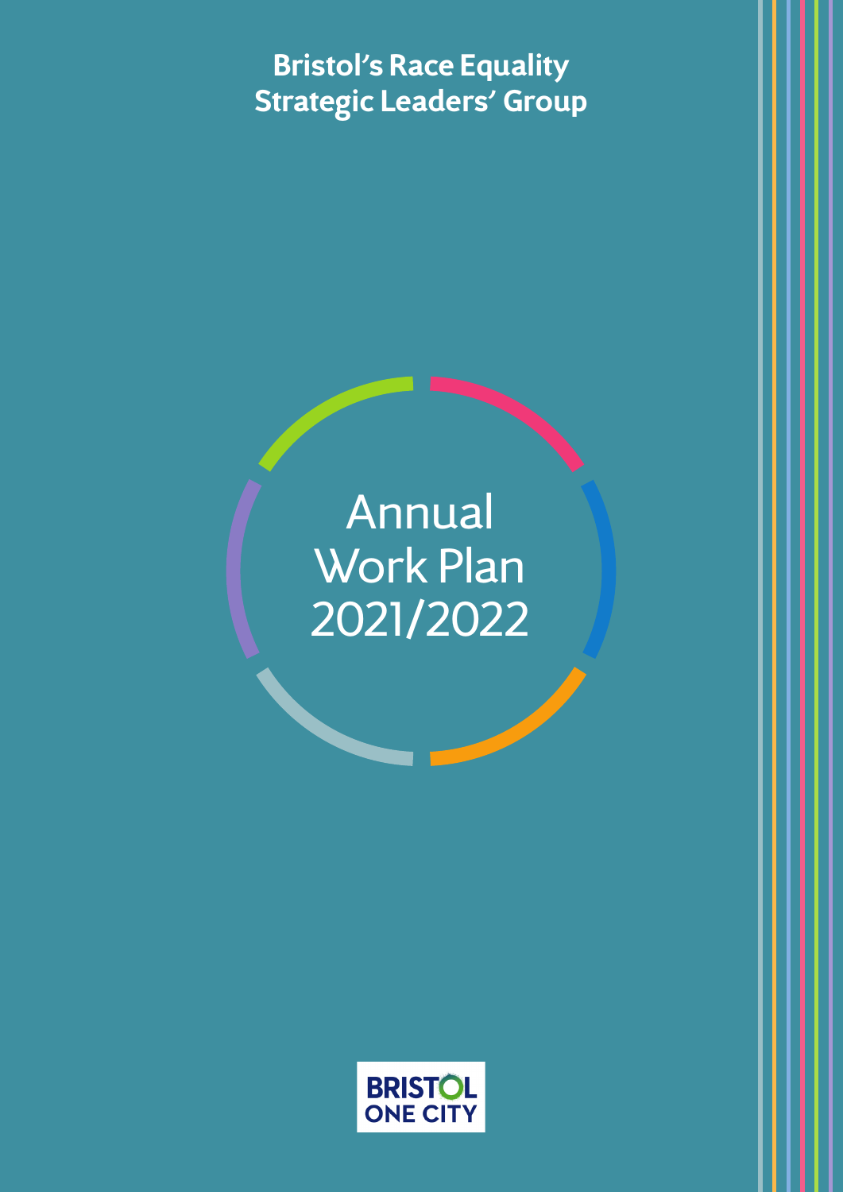**Bristol's Race Equality Strategic Leaders' Group**

# Annual Work Plan 2021/2022

BRISTOL ONE CITY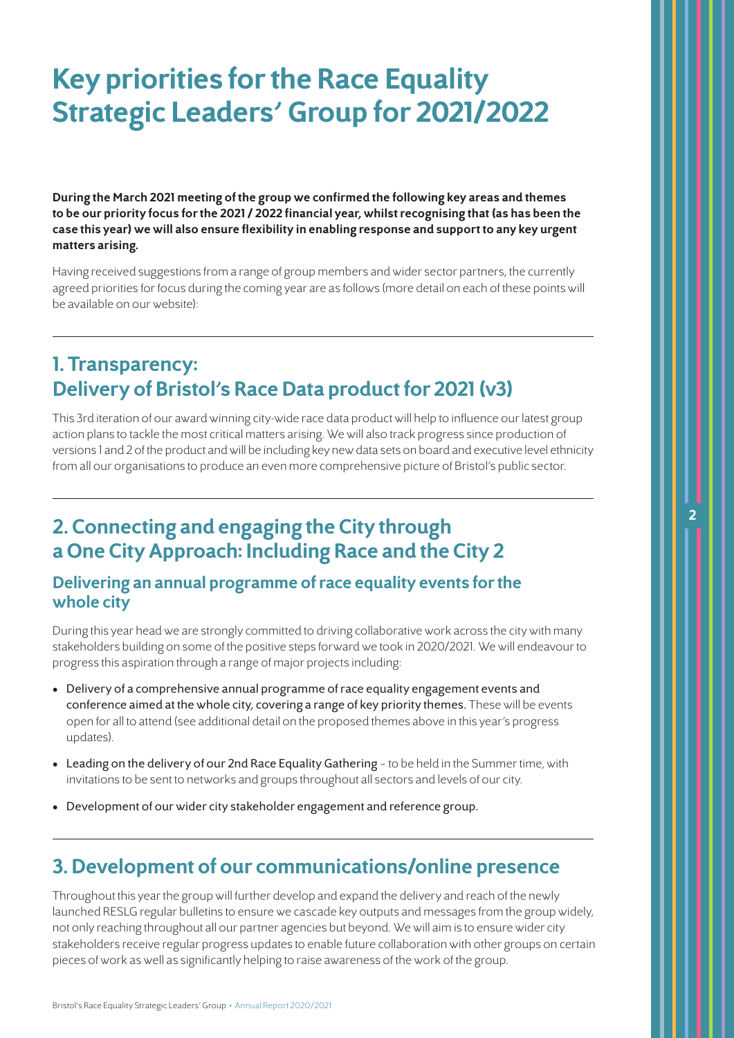# Key priorities for the Race Equality Strategic Leaders' Group for 2021/2022

**During the March 2021 meeting of the group we confirmed the following key areas and themes to be our priority focus for the 2021 / 2022 financial year, whilst recognising that (as has been the case this year) we will also ensure flexibility in enabling response and support to any key urgent matters arising.**

Having received suggestions from a range of group members and wider sector partners, the currently agreed priorities for focus during the coming year are as follows (more detail on each of these points will be available on our website):

---

## 1. Transparency: Delivery of Bristol's Race Data product for 2021 (v3)

This 3rd iteration of our award winning city-wide race data product will help to influence our latest group action plans to tackle the most critical matters arising. We will also track progress since production of versions 1 and 2 of the product and will be including key new data sets on board and executive level ethnicity from all our organisations to produce an even more comprehensive picture of Bristol's public sector.

---

## 2. Connecting and engaging the City through a One City Approach: Including Race and the City 2

### Delivering an annual programme of race equality events for the whole city

During this year head we are strongly committed to driving collaborative work across the city with many stakeholders building on some of the positive steps forward we took in 2020/2021. We will endeavour to progress this aspiration through a range of major projects including:

- Delivery of a comprehensive annual programme of race equality engagement events and conference aimed at the whole city, covering a range of key priority themes. These will be events open for all to attend (see additional detail on the proposed themes above in this year's progress updates).
- Leading on the delivery of our 2nd Race Equality Gathering – to be held in the Summer time, with invitations to be sent to networks and groups throughout all sectors and levels of our city.
- Development of our wider city stakeholder engagement and reference group.

---

## 3. Development of our communications/online presence

Throughout this year the group will further develop and expand the delivery and reach of the newly launched RESLG regular bulletins to ensure we cascade key outputs and messages from the group widely, not only reaching throughout all our partner agencies but beyond. We will aim is to ensure wider city stakeholders receive regular progress updates to enable future collaboration with other groups on certain pieces of work as well as significantly helping to raise awareness of the work of the group.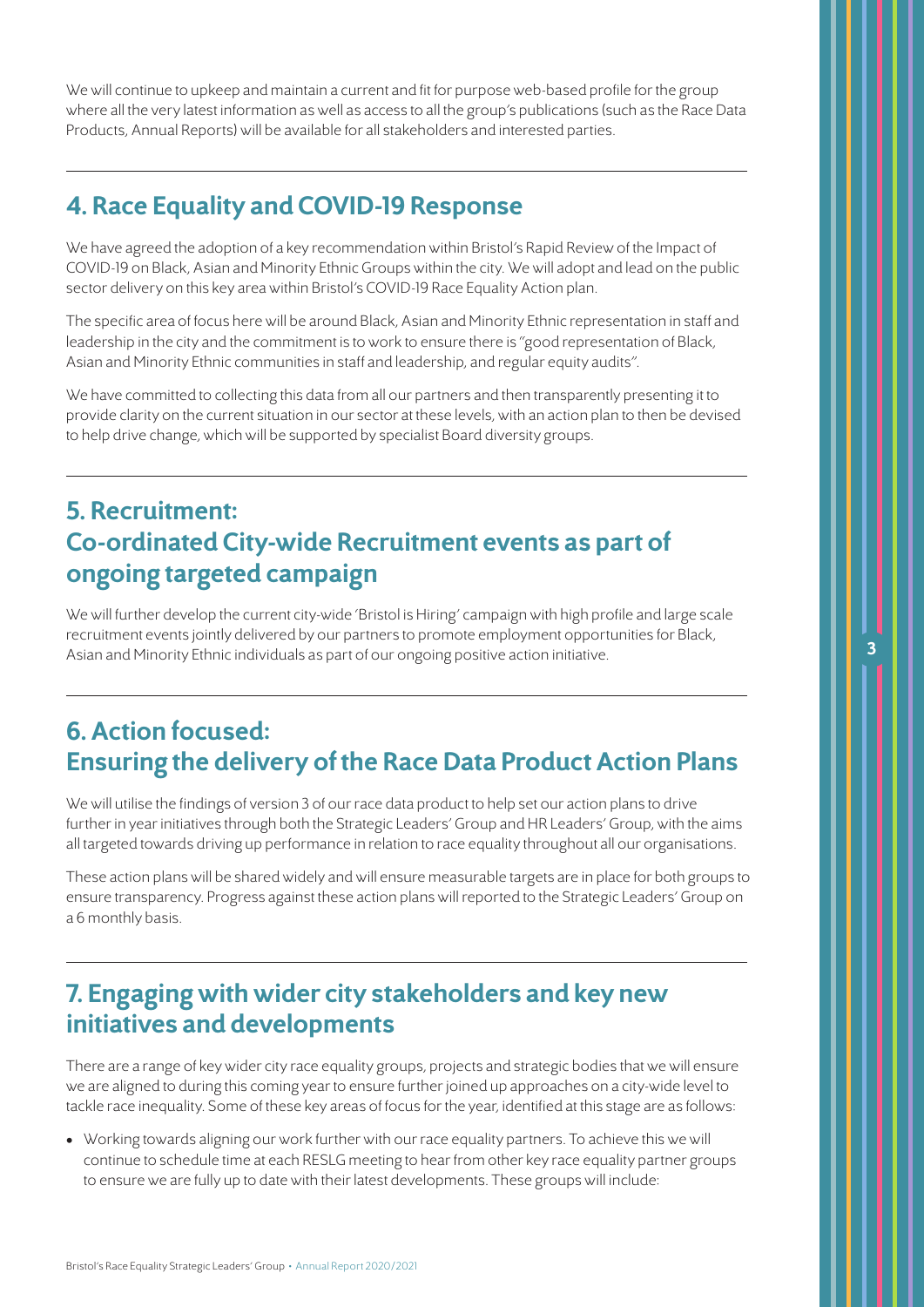We will continue to upkeep and maintain a current and fit for purpose web-based profile for the group where all the very latest information as well as access to all the group's publications (such as the Race Data Products, Annual Reports) will be available for all stakeholders and interested parties.

## 4. Race Equality and COVID-19 Response

We have agreed the adoption of a key recommendation within Bristol's Rapid Review of the Impact of COVID-19 on Black, Asian and Minority Ethnic Groups within the city. We will adopt and lead on the public sector delivery on this key area within Bristol's COVID-19 Race Equality Action plan.

The specific area of focus here will be around Black, Asian and Minority Ethnic representation in staff and leadership in the city and the commitment is to work to ensure there is "good representation of Black, Asian and Minority Ethnic communities in staff and leadership, and regular equity audits".

We have committed to collecting this data from all our partners and then transparently presenting it to provide clarity on the current situation in our sector at these levels, with an action plan to then be devised to help drive change, which will be supported by specialist Board diversity groups.

## 5. Recruitment: Co-ordinated City-wide Recruitment events as part of ongoing targeted campaign

We will further develop the current city-wide 'Bristol is Hiring' campaign with high profile and large scale recruitment events jointly delivered by our partners to promote employment opportunities for Black, Asian and Minority Ethnic individuals as part of our ongoing positive action initiative.

## 6. Action focused: Ensuring the delivery of the Race Data Product Action Plans

We will utilise the findings of version 3 of our race data product to help set our action plans to drive further in year initiatives through both the Strategic Leaders' Group and HR Leaders' Group, with the aims all targeted towards driving up performance in relation to race equality throughout all our organisations.

These action plans will be shared widely and will ensure measurable targets are in place for both groups to ensure transparency. Progress against these action plans will reported to the Strategic Leaders' Group on a 6 monthly basis.

## 7. Engaging with wider city stakeholders and key new initiatives and developments

There are a range of key wider city race equality groups, projects and strategic bodies that we will ensure we are aligned to during this coming year to ensure further joined up approaches on a city-wide level to tackle race inequality. Some of these key areas of focus for the year, identified at this stage are as follows:

- Working towards aligning our work further with our race equality partners. To achieve this we will continue to schedule time at each RESLG meeting to hear from other key race equality partner groups to ensure we are fully up to date with their latest developments. These groups will include: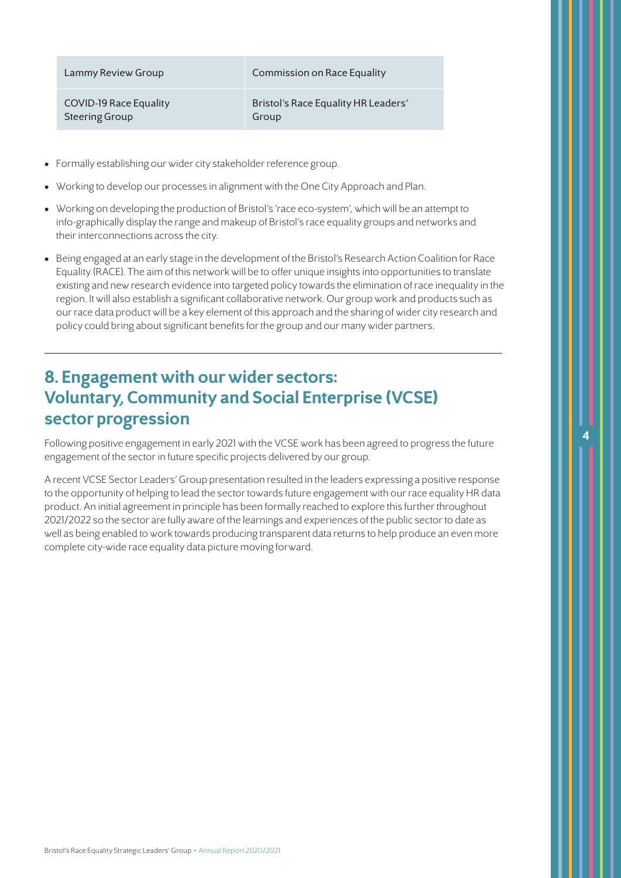| Lammy Review Group | Commission on Race Equality |
|---|---|
| COVID-19 Race Equality Steering Group | Bristol's Race Equality HR Leaders' Group |

- Formally establishing our wider city stakeholder reference group.
- Working to develop our processes in alignment with the One City Approach and Plan.
- Working on developing the production of Bristol's 'race eco-system', which will be an attempt to info-graphically display the range and makeup of Bristol's race equality groups and networks and their interconnections across the city.
- Being engaged at an early stage in the development of the Bristol's Research Action Coalition for Race Equality (RACE). The aim of this network will be to offer unique insights into opportunities to translate existing and new research evidence into targeted policy towards the elimination of race inequality in the region. It will also establish a significant collaborative network. Our group work and products such as our race data product will be a key element of this approach and the sharing of wider city research and policy could bring about significant benefits for the group and our many wider partners.

## 8. Engagement with our wider sectors: Voluntary, Community and Social Enterprise (VCSE) sector progression

Following positive engagement in early 2021 with the VCSE work has been agreed to progress the future engagement of the sector in future specific projects delivered by our group.

A recent VCSE Sector Leaders' Group presentation resulted in the leaders expressing a positive response to the opportunity of helping to lead the sector towards future engagement with our race equality HR data product. An initial agreement in principle has been formally reached to explore this further throughout 2021/2022 so the sector are fully aware of the learnings and experiences of the public sector to date as well as being enabled to work towards producing transparent data returns to help produce an even more complete city-wide race equality data picture moving forward.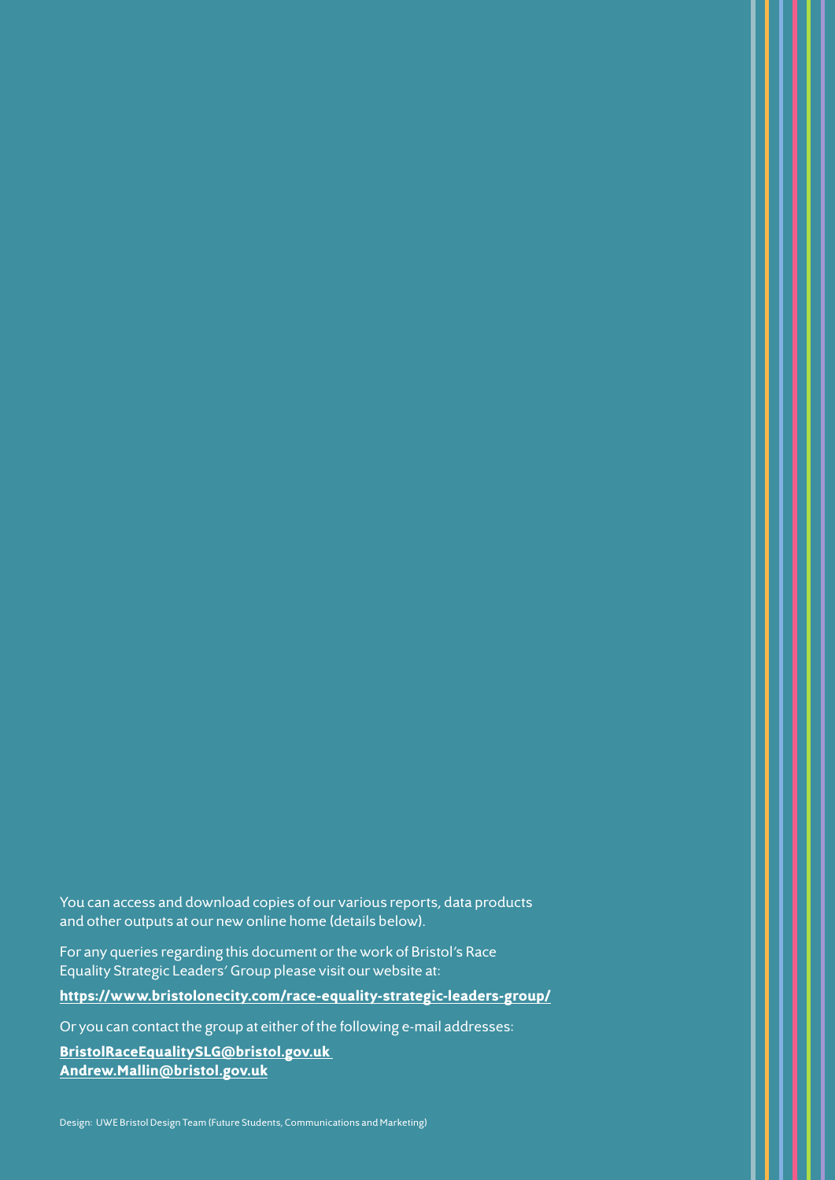You can access and download copies of our various reports, data products and other outputs at our new online home (details below).

For any queries regarding this document or the work of Bristol's Race Equality Strategic Leaders' Group please visit our website at:

**https://www.bristolonecity.com/race-equality-strategic-leaders-group/**

Or you can contact the group at either of the following e-mail addresses:

**BristolRaceEqualitySLG@bristol.gov.uk**
**Andrew.Mallin@bristol.gov.uk**

Design: UWE Bristol Design Team (Future Students, Communications and Marketing)